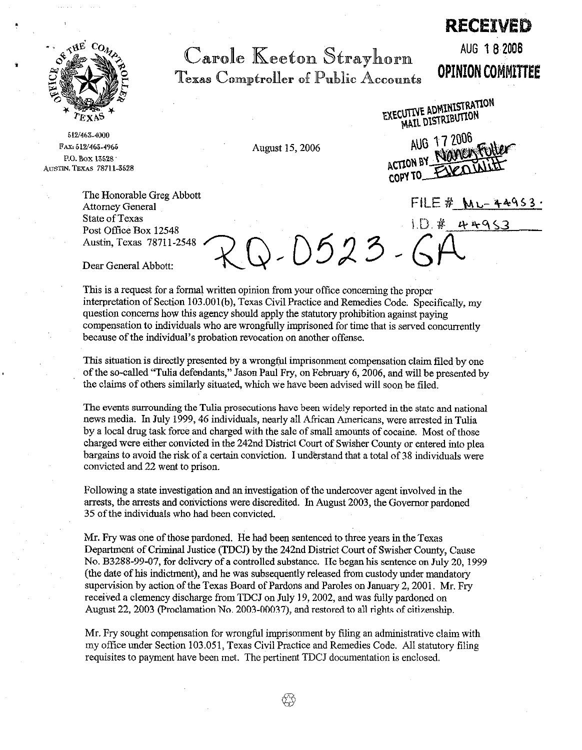**RECEIVED**

AUG 18 2006

**OPINION COMMITTEE**

# Carole Keeton Strayhorn

## Texas Comptroller of Public Accounts

512/463-4000
FAX: 512/463-4965
P.O. Box 13528
AUSTIN, TEXAS 78711-3528

August 15, 2006

EXECUTIVE ADMINISTRATION
MAIL DISTRIBUTION
AUG 17 2006
ACTION BY Nancy Fuller
COPY TO Ellen Witt

FILE # ML-44953
I.D. # 44953

RQ-0523-GA

The Honorable Greg Abbott
Attorney General
State of Texas
Post Office Box 12548
Austin, Texas 78711-2548

Dear General Abbott:

This is a request for a formal written opinion from your office concerning the proper interpretation of Section 103.001(b), Texas Civil Practice and Remedies Code. Specifically, my question concerns how this agency should apply the statutory prohibition against paying compensation to individuals who are wrongfully imprisoned for time that is served concurrently because of the individual's probation revocation on another offense.

This situation is directly presented by a wrongful imprisonment compensation claim filed by one of the so-called "Tulia defendants," Jason Paul Fry, on February 6, 2006, and will be presented by the claims of others similarly situated, which we have been advised will soon be filed.

The events surrounding the Tulia prosecutions have been widely reported in the state and national news media. In July 1999, 46 individuals, nearly all African Americans, were arrested in Tulia by a local drug task force and charged with the sale of small amounts of cocaine. Most of those charged were either convicted in the 242nd District Court of Swisher County or entered into plea bargains to avoid the risk of a certain conviction. I understand that a total of 38 individuals were convicted and 22 went to prison.

Following a state investigation and an investigation of the undercover agent involved in the arrests, the arrests and convictions were discredited. In August 2003, the Governor pardoned 35 of the individuals who had been convicted.

Mr. Fry was one of those pardoned. He had been sentenced to three years in the Texas Department of Criminal Justice (TDCJ) by the 242nd District Court of Swisher County, Cause No. B3288-99-07, for delivery of a controlled substance. He began his sentence on July 20, 1999 (the date of his indictment), and he was subsequently released from custody under mandatory supervision by action of the Texas Board of Pardons and Paroles on January 2, 2001. Mr. Fry received a clemency discharge from TDCJ on July 19, 2002, and was fully pardoned on August 22, 2003 (Proclamation No. 2003-00037), and restored to all rights of citizenship.

Mr. Fry sought compensation for wrongful imprisonment by filing an administrative claim with my office under Section 103.051, Texas Civil Practice and Remedies Code. All statutory filing requisites to payment have been met. The pertinent TDCJ documentation is enclosed.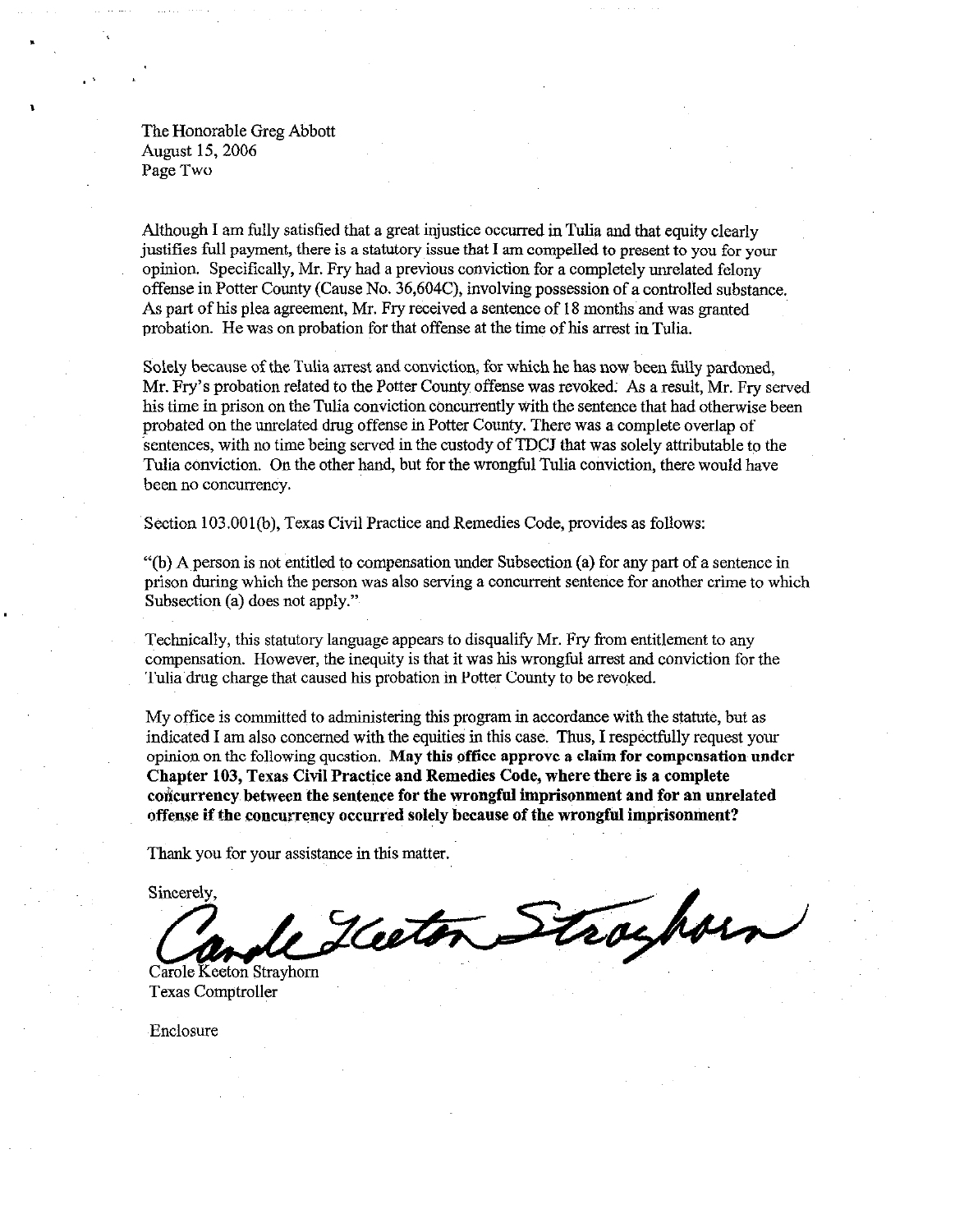The Honorable Greg Abbott
August 15, 2006
Page Two

Although I am fully satisfied that a great injustice occurred in Tulia and that equity clearly justifies full payment, there is a statutory issue that I am compelled to present to you for your opinion. Specifically, Mr. Fry had a previous conviction for a completely unrelated felony offense in Potter County (Cause No. 36,604C), involving possession of a controlled substance. As part of his plea agreement, Mr. Fry received a sentence of 18 months and was granted probation. He was on probation for that offense at the time of his arrest in Tulia.

Solely because of the Tulia arrest and conviction, for which he has now been fully pardoned, Mr. Fry's probation related to the Potter County offense was revoked. As a result, Mr. Fry served his time in prison on the Tulia conviction concurrently with the sentence that had otherwise been probated on the unrelated drug offense in Potter County. There was a complete overlap of sentences, with no time being served in the custody of TDCJ that was solely attributable to the Tulia conviction. On the other hand, but for the wrongful Tulia conviction, there would have been no concurrency.

Section 103.001(b), Texas Civil Practice and Remedies Code, provides as follows:

"(b) A person is not entitled to compensation under Subsection (a) for any part of a sentence in prison during which the person was also serving a concurrent sentence for another crime to which Subsection (a) does not apply."

Technically, this statutory language appears to disqualify Mr. Fry from entitlement to any compensation. However, the inequity is that it was his wrongful arrest and conviction for the Tulia drug charge that caused his probation in Potter County to be revoked.

My office is committed to administering this program in accordance with the statute, but as indicated I am also concerned with the equities in this case. Thus, I respectfully request your opinion on the following question. **May this office approve a claim for compensation under Chapter 103, Texas Civil Practice and Remedies Code, where there is a complete concurrency between the sentence for the wrongful imprisonment and for an unrelated offense if the concurrency occurred solely because of the wrongful imprisonment?**

Thank you for your assistance in this matter.

Sincerely,

Carole Keeton Strayhorn

Carole Keeton Strayhorn
Texas Comptroller

Enclosure